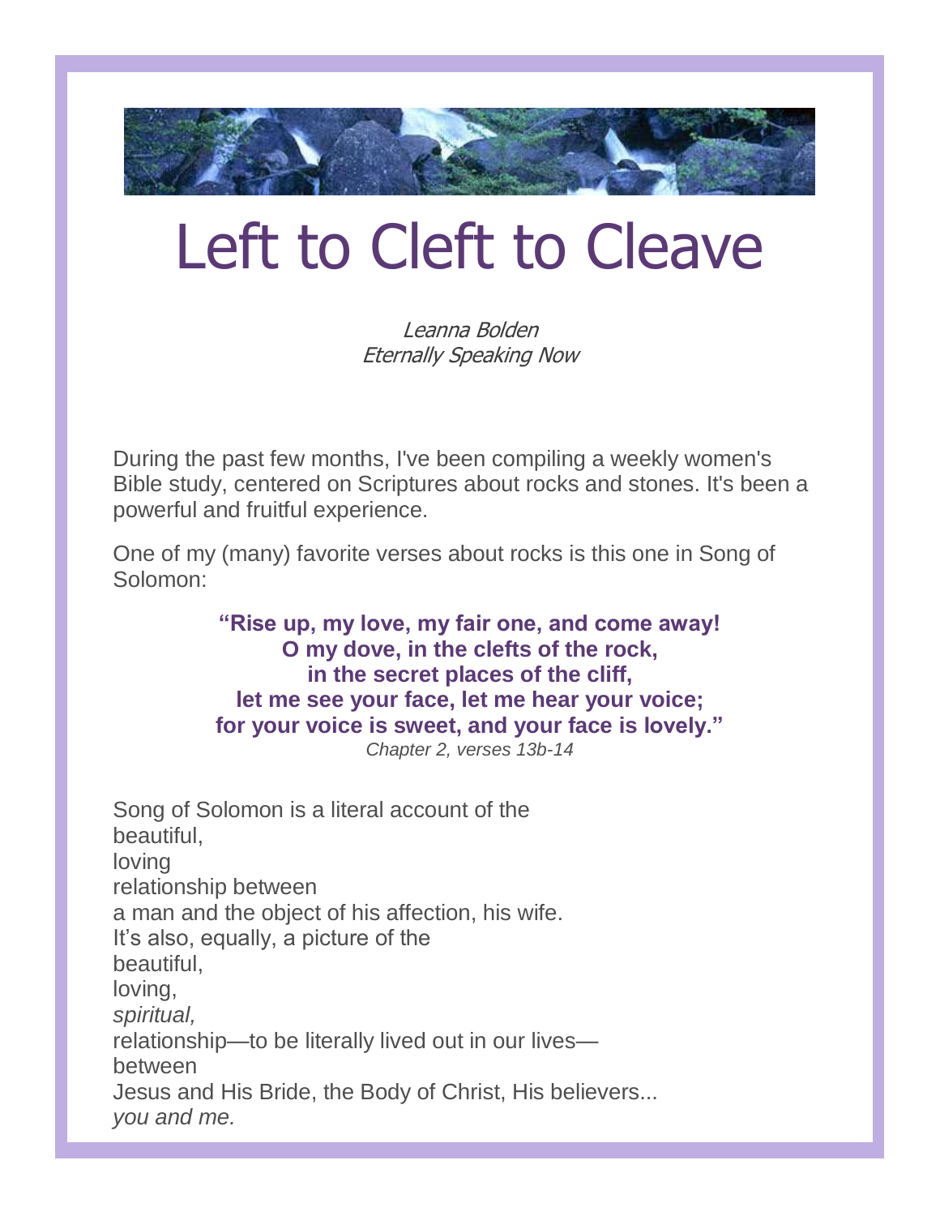# Left to Cleft to Cleave

*Leanna Bolden*
*Eternally Speaking Now*

During the past few months, I've been compiling a weekly women's Bible study, centered on Scriptures about rocks and stones. It's been a powerful and fruitful experience.

One of my (many) favorite verses about rocks is this one in Song of Solomon:

> **"Rise up, my love, my fair one, and come away!**
> **O my dove, in the clefts of the rock,**
> **in the secret places of the cliff,**
> **let me see your face, let me hear your voice;**
> **for your voice is sweet, and your face is lovely."**
> *Chapter 2, verses 13b-14*

Song of Solomon is a literal account of the
beautiful,
loving
relationship between
a man and the object of his affection, his wife.
It's also, equally, a picture of the
beautiful,
loving,
*spiritual,*
relationship—to be literally lived out in our lives—
between
Jesus and His Bride, the Body of Christ, His believers...
*you and me.*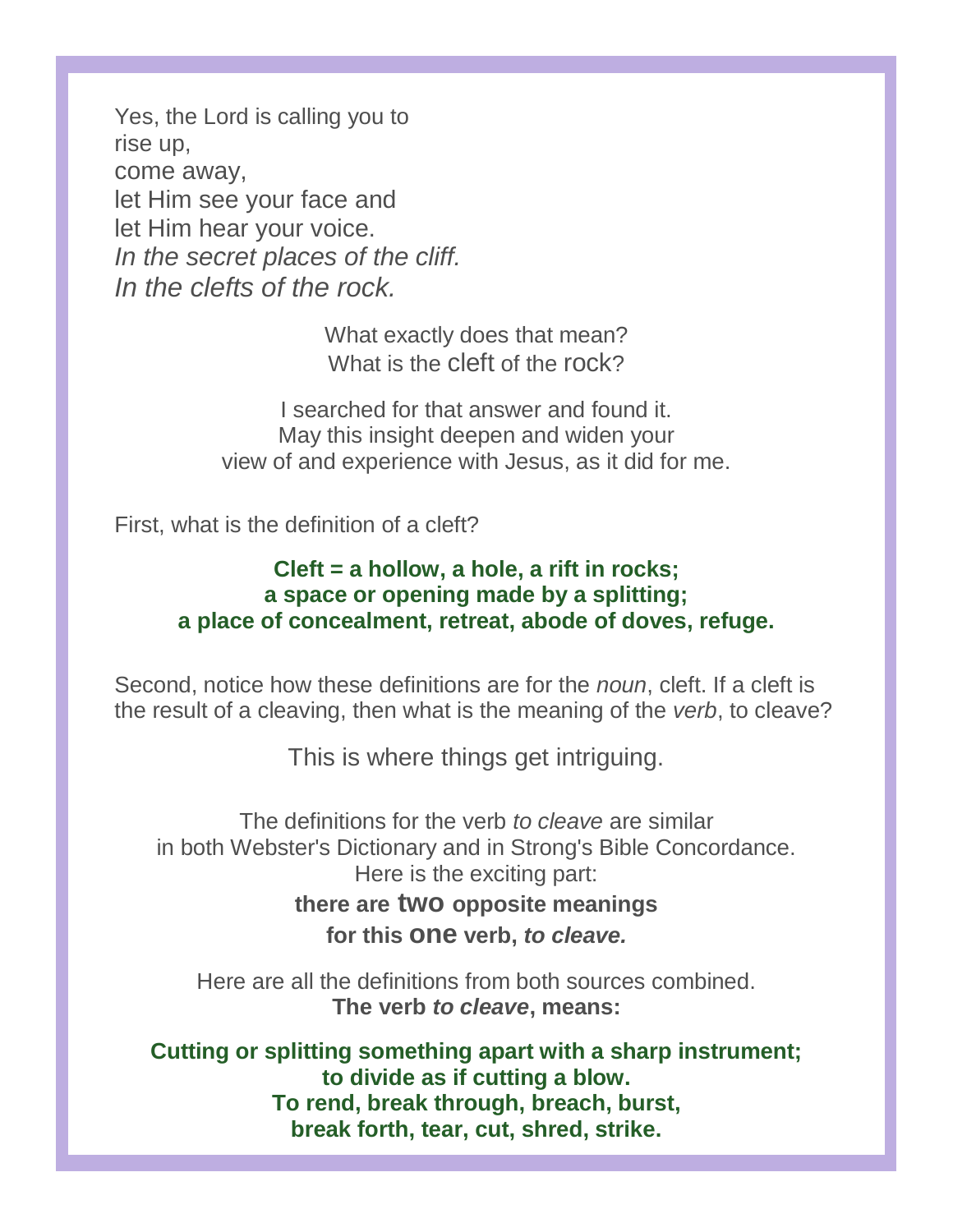Yes, the Lord is calling you to
rise up,
come away,
let Him see your face and
let Him hear your voice.
*In the secret places of the cliff.*
*In the clefts of the rock.*

What exactly does that mean?
What is the cleft of the rock?

I searched for that answer and found it.
May this insight deepen and widen your
view of and experience with Jesus, as it did for me.

First, what is the definition of a cleft?

**Cleft = a hollow, a hole, a rift in rocks;**
**a space or opening made by a splitting;**
**a place of concealment, retreat, abode of doves, refuge.**

Second, notice how these definitions are for the *noun*, cleft. If a cleft is the result of a cleaving, then what is the meaning of the *verb*, to cleave?

This is where things get intriguing.

The definitions for the verb *to cleave* are similar
in both Webster's Dictionary and in Strong's Bible Concordance.
Here is the exciting part:
**there are two opposite meanings**
**for this one verb, *to cleave.***

Here are all the definitions from both sources combined.
**The verb *to cleave*, means:**

**Cutting or splitting something apart with a sharp instrument;**
**to divide as if cutting a blow.**
**To rend, break through, breach, burst,**
**break forth, tear, cut, shred, strike.**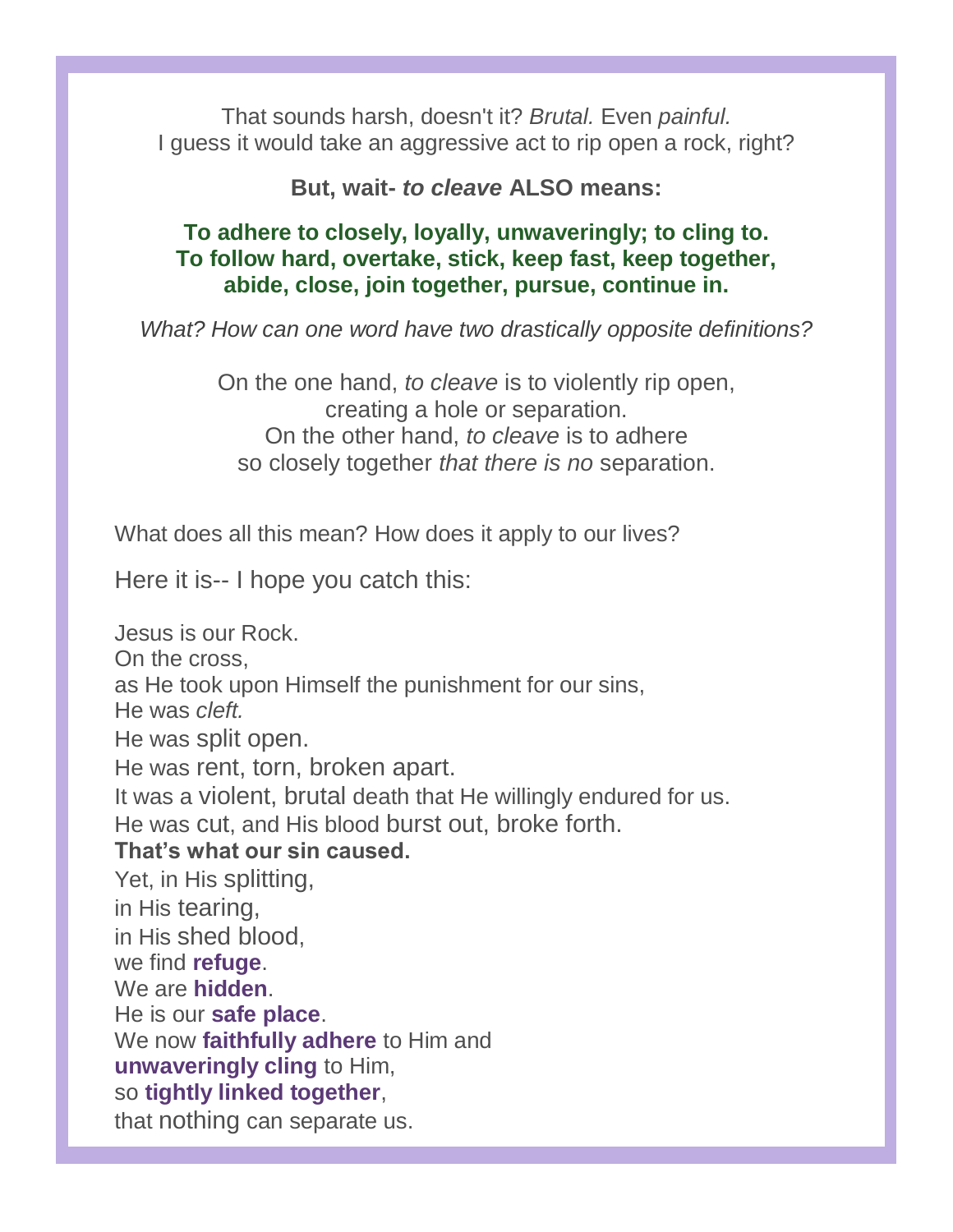That sounds harsh, doesn't it? *Brutal.* Even *painful.*
I guess it would take an aggressive act to rip open a rock, right?

**But, wait- *to cleave* ALSO means:**

**To adhere to closely, loyally, unwaveringly; to cling to.
To follow hard, overtake, stick, keep fast, keep together, abide, close, join together, pursue, continue in.**

*What? How can one word have two drastically opposite definitions?*

On the one hand, *to cleave* is to violently rip open,
creating a hole or separation.
On the other hand, *to cleave* is to adhere
so closely together *that there is no* separation.

What does all this mean? How does it apply to our lives?

Here it is-- I hope you catch this:

Jesus is our Rock.
On the cross,
as He took upon Himself the punishment for our sins,
He was *cleft.*
He was split open.
He was rent, torn, broken apart.
It was a violent, brutal death that He willingly endured for us.
He was cut, and His blood burst out, broke forth.
**That's what our sin caused.**
Yet, in His splitting,
in His tearing,
in His shed blood,
we find **refuge**.
We are **hidden**.
He is our **safe place**.
We now **faithfully adhere** to Him and
**unwaveringly cling** to Him,
so **tightly linked together**,
that nothing can separate us.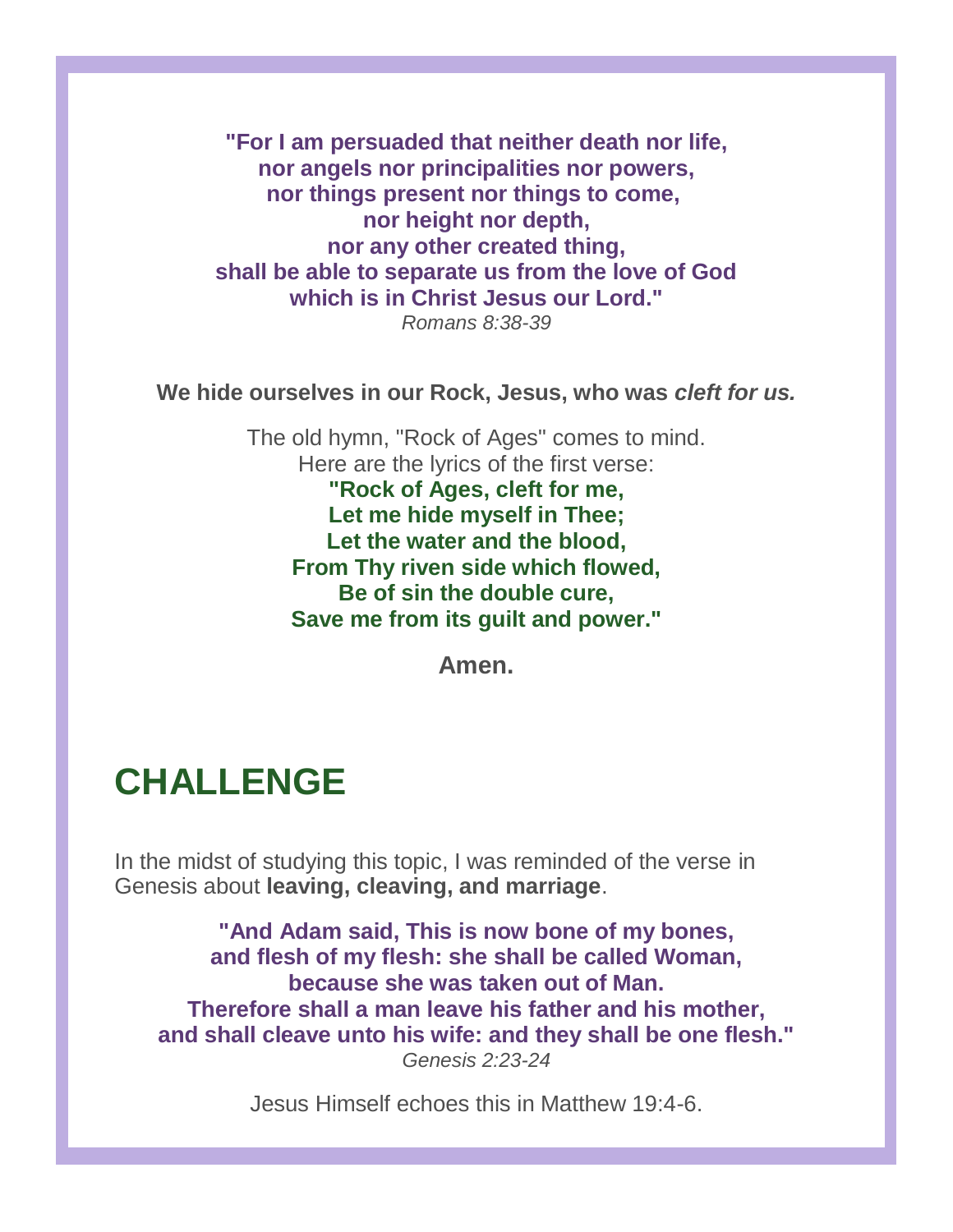**"For I am persuaded that neither death nor life,**
**nor angels nor principalities nor powers,**
**nor things present nor things to come,**
**nor height nor depth,**
**nor any other created thing,**
**shall be able to separate us from the love of God**
**which is in Christ Jesus our Lord."**
*Romans 8:38-39*

**We hide ourselves in our Rock, Jesus, who was *cleft for us.***

The old hymn, "Rock of Ages" comes to mind.
Here are the lyrics of the first verse:
**"Rock of Ages, cleft for me,**
**Let me hide myself in Thee;**
**Let the water and the blood,**
**From Thy riven side which flowed,**
**Be of sin the double cure,**
**Save me from its guilt and power."**

**Amen.**

# CHALLENGE

In the midst of studying this topic, I was reminded of the verse in Genesis about **leaving, cleaving, and marriage**.

**"And Adam said, This is now bone of my bones,**
**and flesh of my flesh: she shall be called Woman,**
**because she was taken out of Man.**
**Therefore shall a man leave his father and his mother,**
**and shall cleave unto his wife: and they shall be one flesh."**
*Genesis 2:23-24*

Jesus Himself echoes this in Matthew 19:4-6.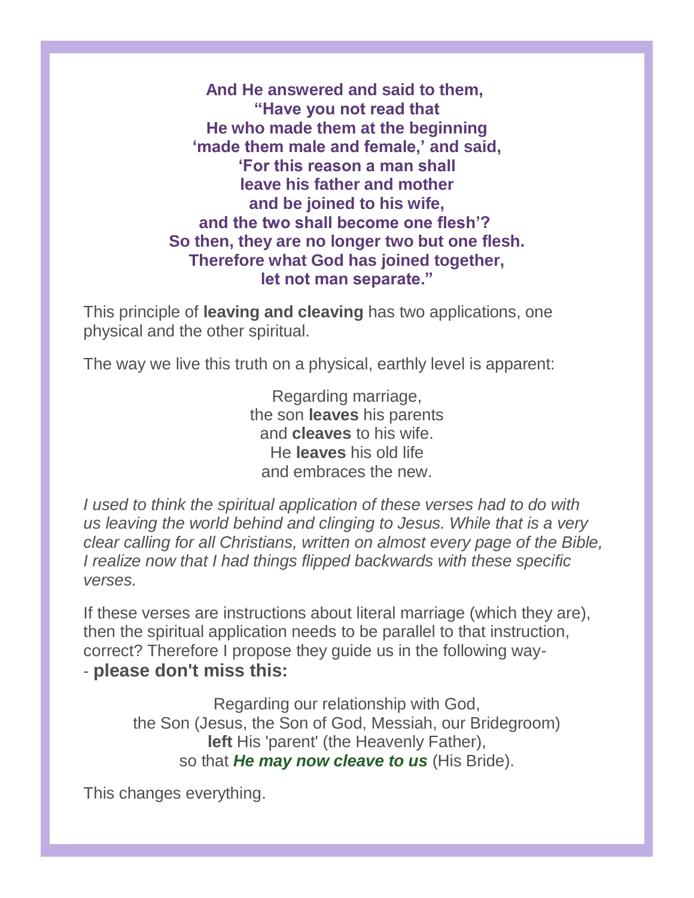**And He answered and said to them,**
**“Have you not read that**
**He who made them at the beginning**
**‘made them male and female,’ and said,**
**‘For this reason a man shall**
**leave his father and mother**
**and be joined to his wife,**
**and the two shall become one flesh’?**
**So then, they are no longer two but one flesh.**
**Therefore what God has joined together,**
**let not man separate.”**

This principle of **leaving and cleaving** has two applications, one physical and the other spiritual.

The way we live this truth on a physical, earthly level is apparent:

Regarding marriage,
the son **leaves** his parents
and **cleaves** to his wife.
He **leaves** his old life
and embraces the new.

*I used to think the spiritual application of these verses had to do with us leaving the world behind and clinging to Jesus. While that is a very clear calling for all Christians, written on almost every page of the Bible, I realize now that I had things flipped backwards with these specific verses.*

If these verses are instructions about literal marriage (which they are), then the spiritual application needs to be parallel to that instruction, correct? Therefore I propose they guide us in the following way-
- **please don't miss this:**

Regarding our relationship with God,
the Son (Jesus, the Son of God, Messiah, our Bridegroom)
**left** His 'parent' (the Heavenly Father),
so that ***He may now cleave to us*** (His Bride).

This changes everything.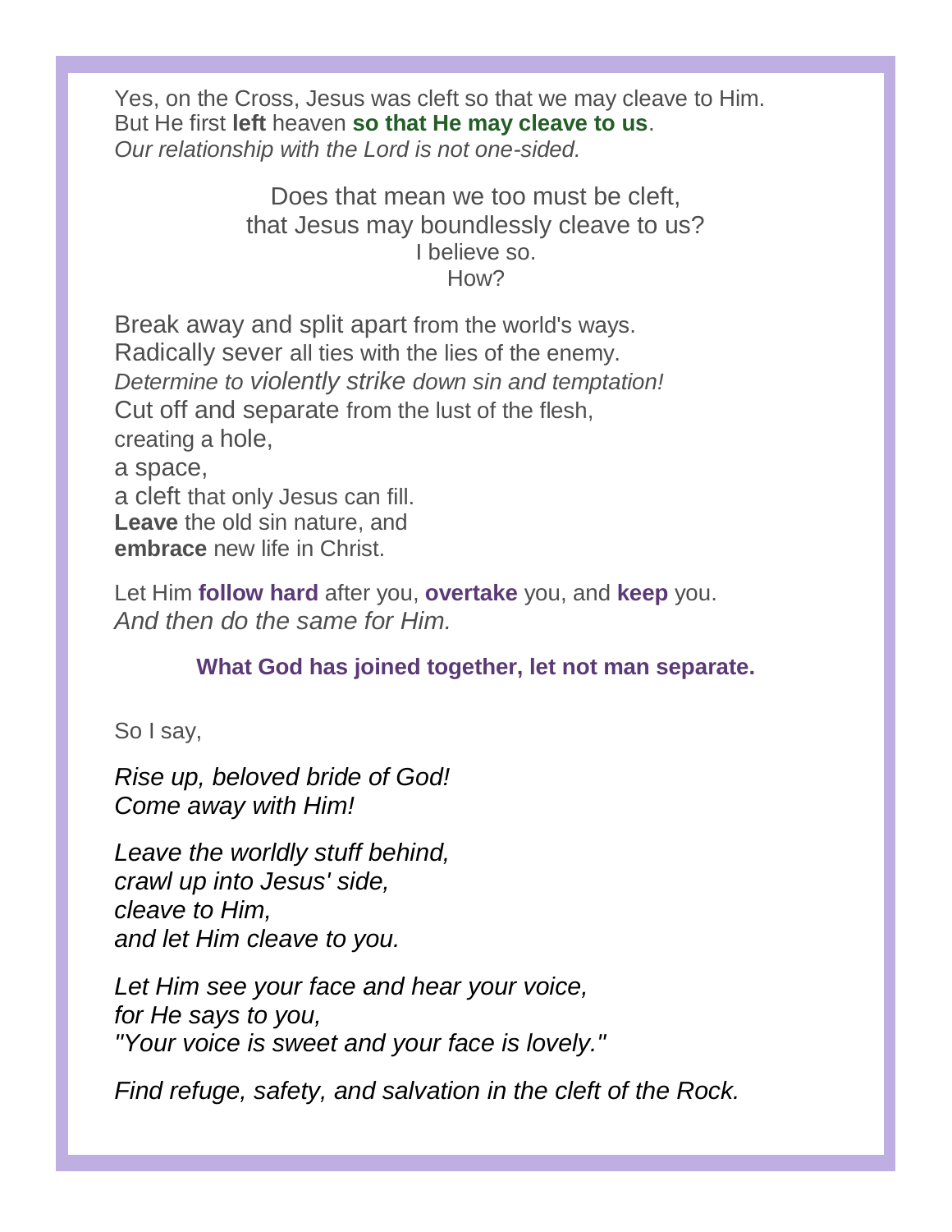Yes, on the Cross, Jesus was cleft so that we may cleave to Him.
But He first **left** heaven **so that He may cleave to us**.
*Our relationship with the Lord is not one-sided.*

Does that mean we too must be cleft,
that Jesus may boundlessly cleave to us?
I believe so.
How?

Break away and split apart from the world's ways.
Radically sever all ties with the lies of the enemy.
*Determine to violently strike down sin and temptation!*
Cut off and separate from the lust of the flesh,
creating a hole,
a space,
a cleft that only Jesus can fill.
**Leave** the old sin nature, and
**embrace** new life in Christ.

Let Him **follow hard** after you, **overtake** you, and **keep** you.
*And then do the same for Him.*

**What God has joined together, let not man separate.**

So I say,

*Rise up, beloved bride of God!*
*Come away with Him!*

*Leave the worldly stuff behind,*
*crawl up into Jesus' side,*
*cleave to Him,*
*and let Him cleave to you.*

*Let Him see your face and hear your voice,*
*for He says to you,*
*"Your voice is sweet and your face is lovely."*

*Find refuge, safety, and salvation in the cleft of the Rock.*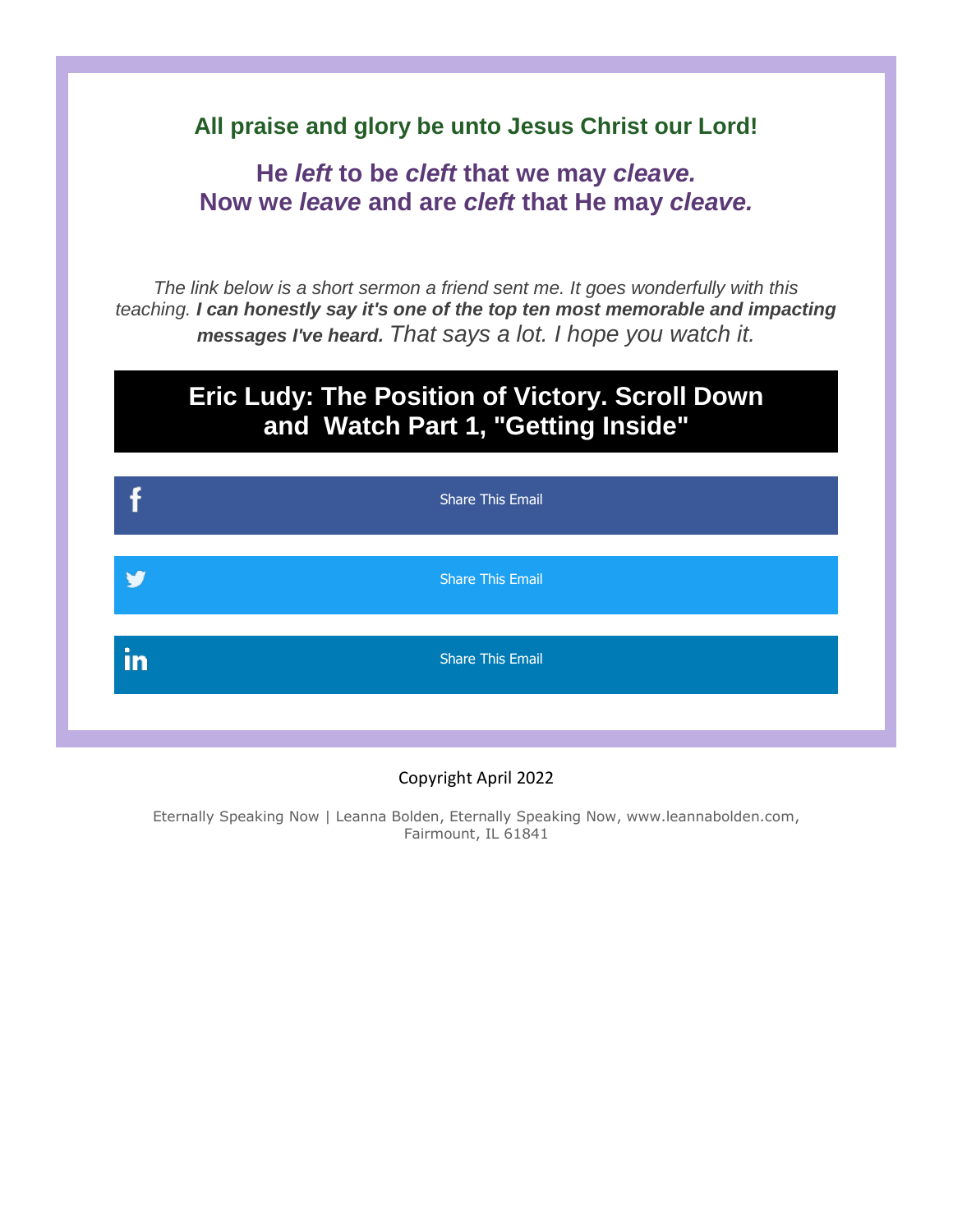**All praise and glory be unto Jesus Christ our Lord!**

**He *left* to be *cleft* that we may *cleave.***
**Now we *leave* and are *cleft* that He may *cleave.***

*The link below is a short sermon a friend sent me. It goes wonderfully with this teaching.* ***I can honestly say it's one of the top ten most memorable and impacting messages I've heard.*** *That says a lot. I hope you watch it.*

**Eric Ludy: The Position of Victory. Scroll Down and Watch Part 1, "Getting Inside"**

Share This Email

Share This Email

Share This Email

Copyright April 2022

Eternally Speaking Now | Leanna Bolden, Eternally Speaking Now, www.leannabolden.com, Fairmount, IL 61841